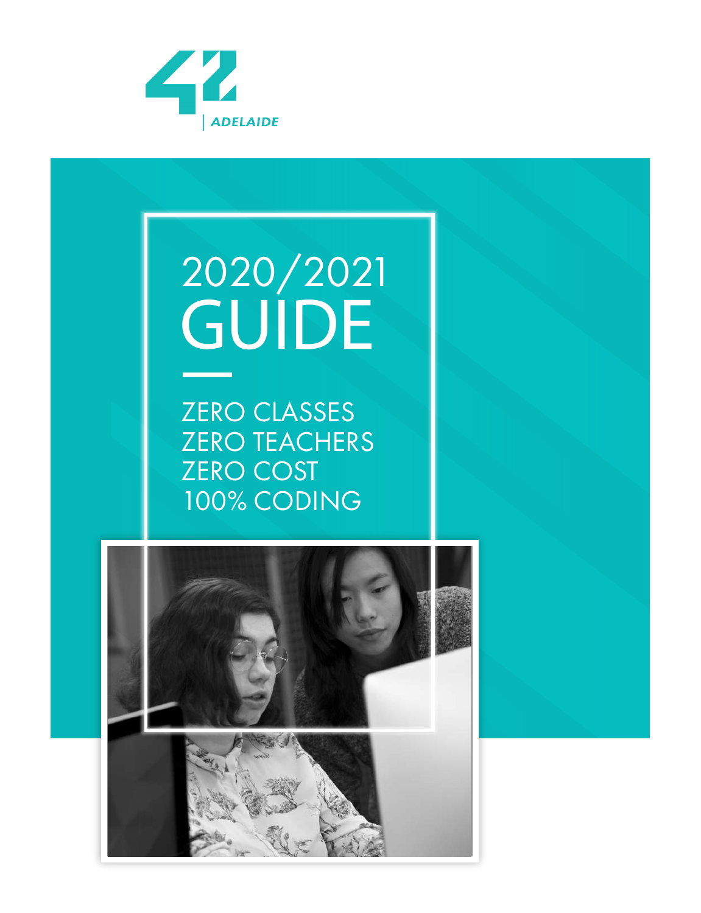42 | ADELAIDE

# 2020/2021 GUIDE

ZERO CLASSES
ZERO TEACHERS
ZERO COST
100% CODING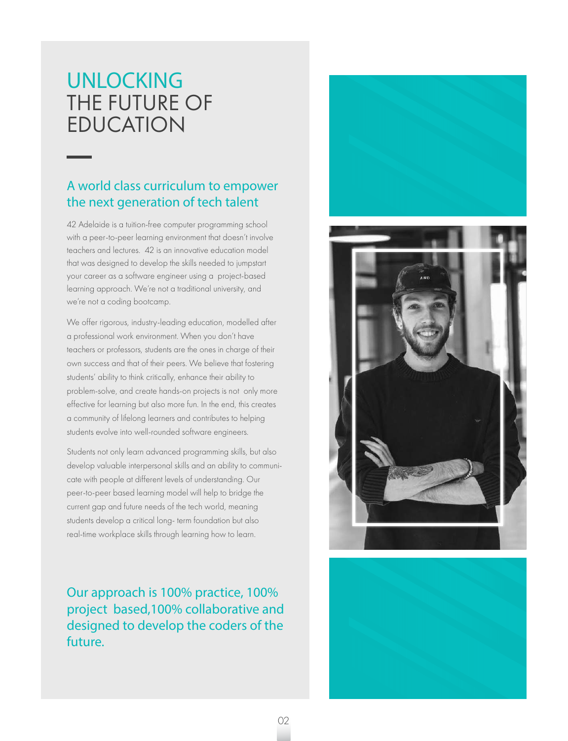# UNLOCKING THE FUTURE OF EDUCATION

## A world class curriculum to empower the next generation of tech talent

42 Adelaide is a tuition-free computer programming school with a peer-to-peer learning environment that doesn't involve teachers and lectures. 42 is an innovative education model that was designed to develop the skills needed to jumpstart your career as a software engineer using a project-based learning approach. We're not a traditional university, and we're not a coding bootcamp.

We offer rigorous, industry-leading education, modelled after a professional work environment. When you don't have teachers or professors, students are the ones in charge of their own success and that of their peers. We believe that fostering students' ability to think critically, enhance their ability to problem-solve, and create hands-on projects is not only more effective for learning but also more fun. In the end, this creates a community of lifelong learners and contributes to helping students evolve into well-rounded software engineers.

Students not only learn advanced programming skills, but also develop valuable interpersonal skills and an ability to communicate with people at different levels of understanding. Our peer-to-peer based learning model will help to bridge the current gap and future needs of the tech world, meaning students develop a critical long- term foundation but also real-time workplace skills through learning how to learn.

## Our approach is 100% practice, 100% project based,100% collaborative and designed to develop the coders of the future.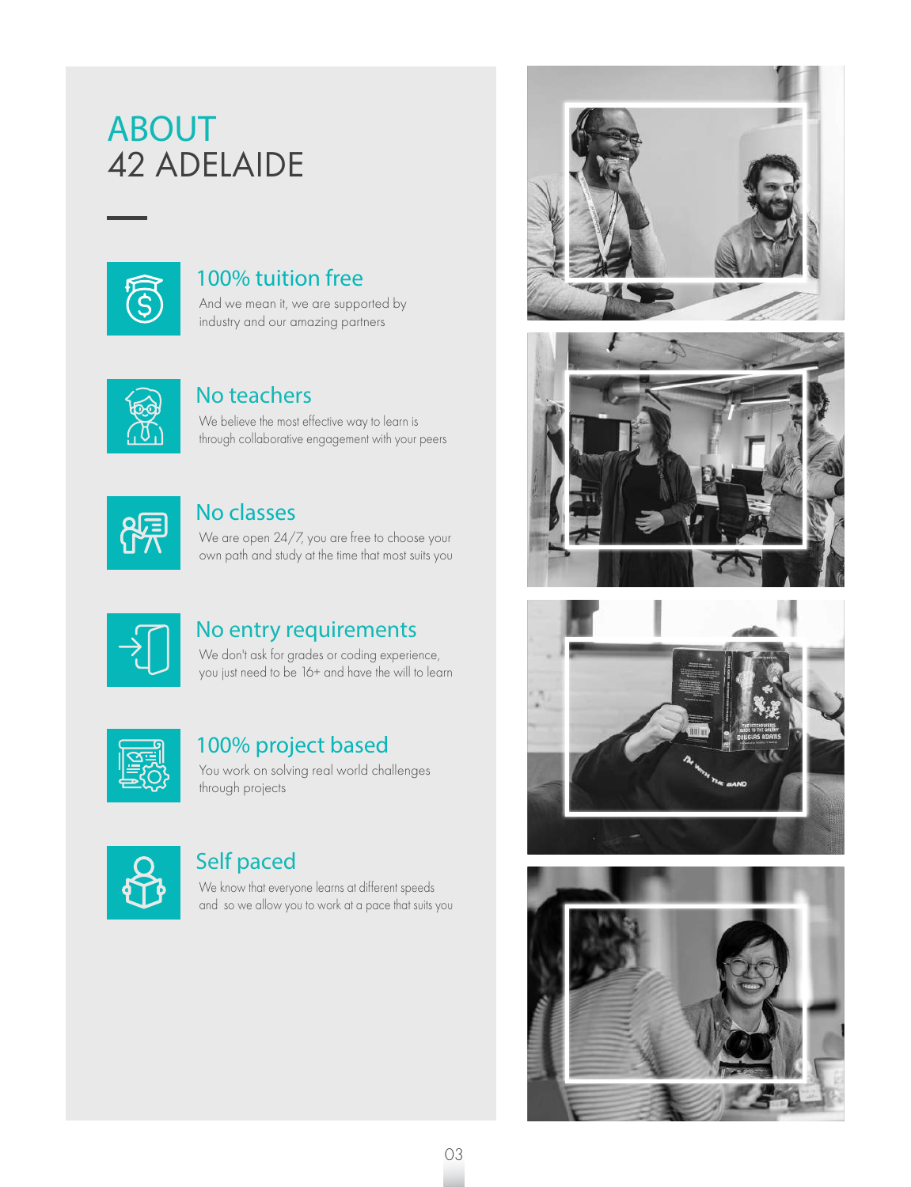# ABOUT
# 42 ADELAIDE

## 100% tuition free

And we mean it, we are supported by industry and our amazing partners

## No teachers

We believe the most effective way to learn is through collaborative engagement with your peers

## No classes

We are open 24/7, you are free to choose your own path and study at the time that most suits you

## No entry requirements

We don't ask for grades or coding experience, you just need to be 16+ and have the will to learn

## 100% project based

You work on solving real world challenges through projects

## Self paced

We know that everyone learns at different speeds and so we allow you to work at a pace that suits you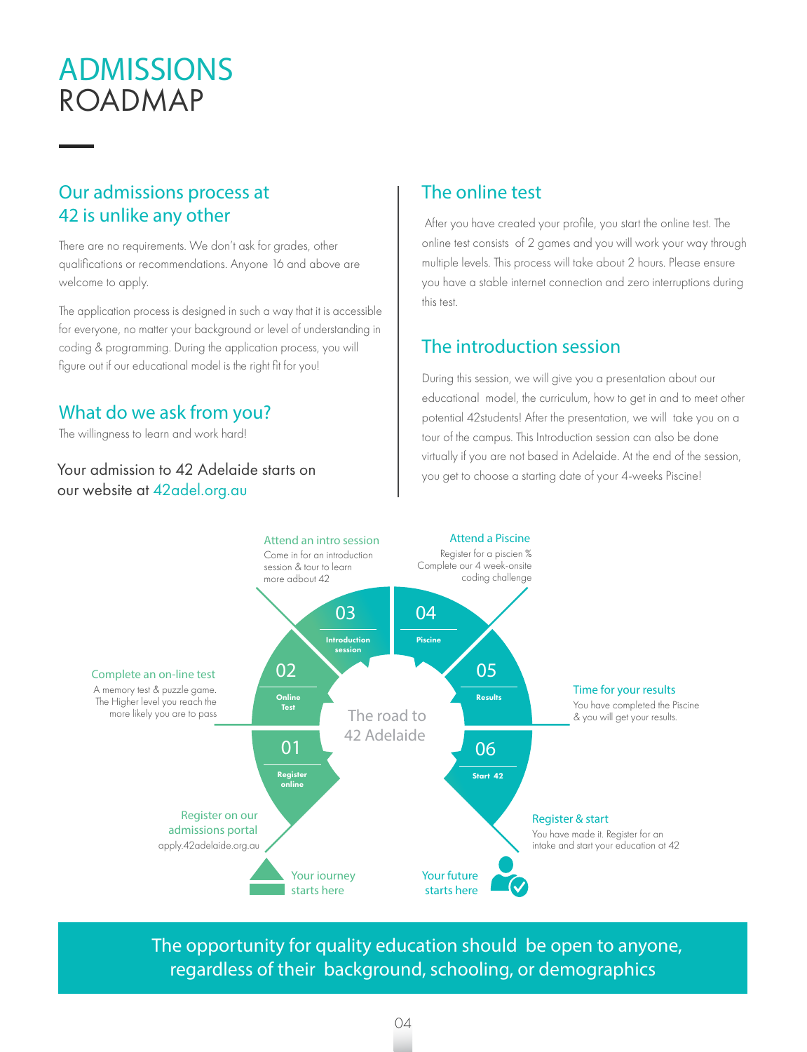# ADMISSIONS ROADMAP

## Our admissions process at 42 is unlike any other

There are no requirements. We don't ask for grades, other qualifications or recommendations. Anyone 16 and above are welcome to apply.

The application process is designed in such a way that it is accessible for everyone, no matter your background or level of understanding in coding & programming. During the application process, you will figure out if our educational model is the right fit for you!

## What do we ask from you?

The willingness to learn and work hard!

Your admission to 42 Adelaide starts on our website at 42adel.org.au

## The online test

After you have created your profile, you start the online test. The online test consists of 2 games and you will work your way through multiple levels. This process will take about 2 hours. Please ensure you have a stable internet connection and zero interruptions during this test.

## The introduction session

During this session, we will give you a presentation about our educational model, the curriculum, how to get in and to meet other potential 42students! After the presentation, we will take you on a tour of the campus. This Introduction session can also be done virtually if you are not based in Adelaide. At the end of the session, you get to choose a starting date of your 4-weeks Piscine!

### The road to 42 Adelaide

Your journey starts here

**01 Register online** — Register on our admissions portal apply.42adelaide.org.au

**02 Online Test** — Complete an on-line test: A memory test & puzzle game. The Higher level you reach the more likely you are to pass

**03 Introduction session** — Attend an intro session: Come in for an introduction session & tour to learn more adbout 42

**04 Piscine** — Attend a Piscine: Register for a piscien % Complete our 4 week-onsite coding challenge

**05 Results** — Time for your results: You have completed the Piscine & you will get your results.

**06 Start 42** — Register & start: You have made it. Register for an intake and start your education at 42

Your future starts here

The opportunity for quality education should be open to anyone, regardless of their background, schooling, or demographics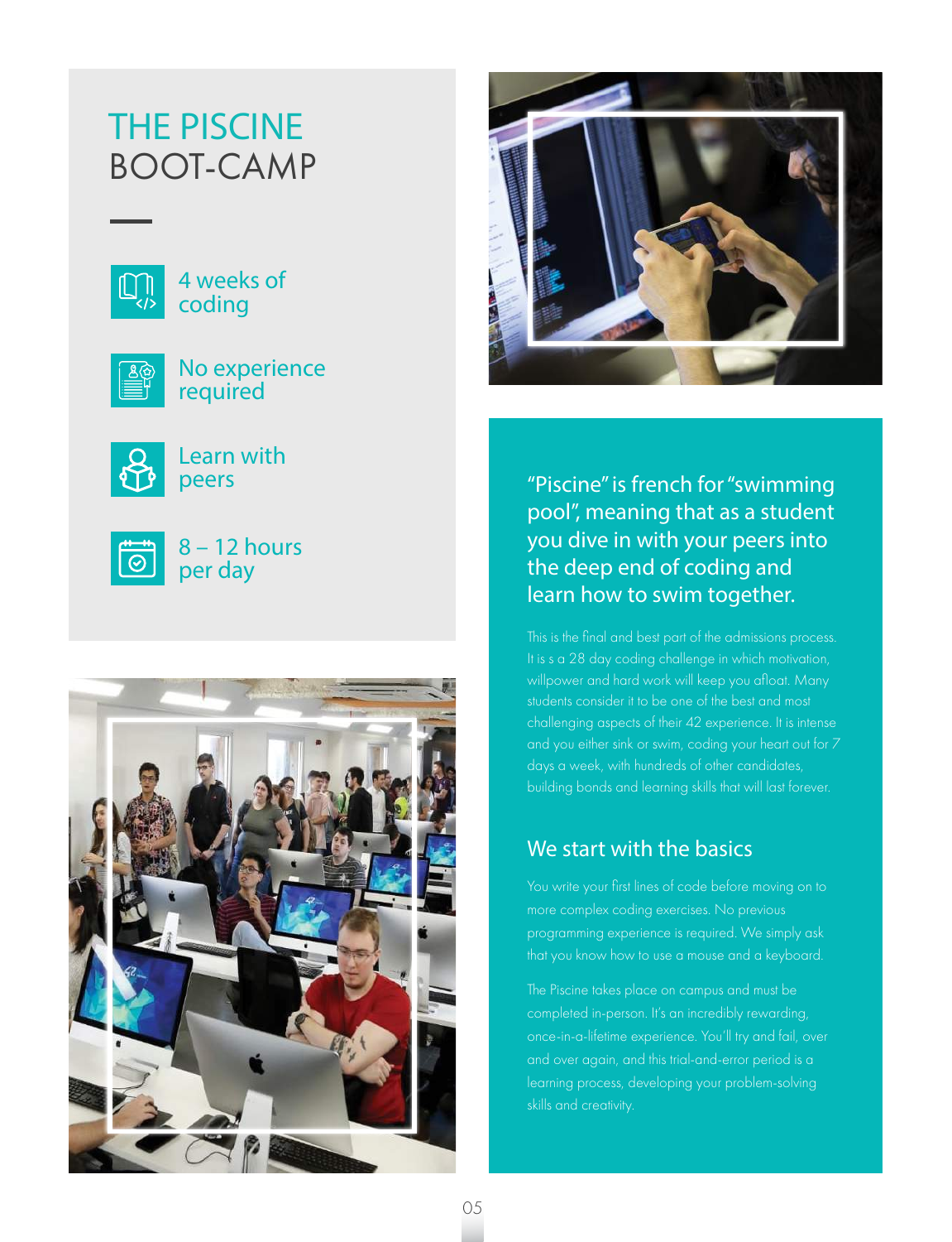# THE PISCINE BOOT-CAMP

- 4 weeks of coding
- No experience required
- Learn with peers
- 8 – 12 hours per day

"Piscine" is french for "swimming pool", meaning that as a student you dive in with your peers into the deep end of coding and learn how to swim together.

This is the final and best part of the admissions process. It is s a 28 day coding challenge in which motivation, willpower and hard work will keep you afloat. Many students consider it to be one of the best and most challenging aspects of their 42 experience. It is intense and you either sink or swim, coding your heart out for 7 days a week, with hundreds of other candidates, building bonds and learning skills that will last forever.

## We start with the basics

You write your first lines of code before moving on to more complex coding exercises. No previous programming experience is required. We simply ask that you know how to use a mouse and a keyboard.

The Piscine takes place on campus and must be completed in-person. It's an incredibly rewarding, once-in-a-lifetime experience. You'll try and fail, over and over again, and this trial-and-error period is a learning process, developing your problem-solving skills and creativity.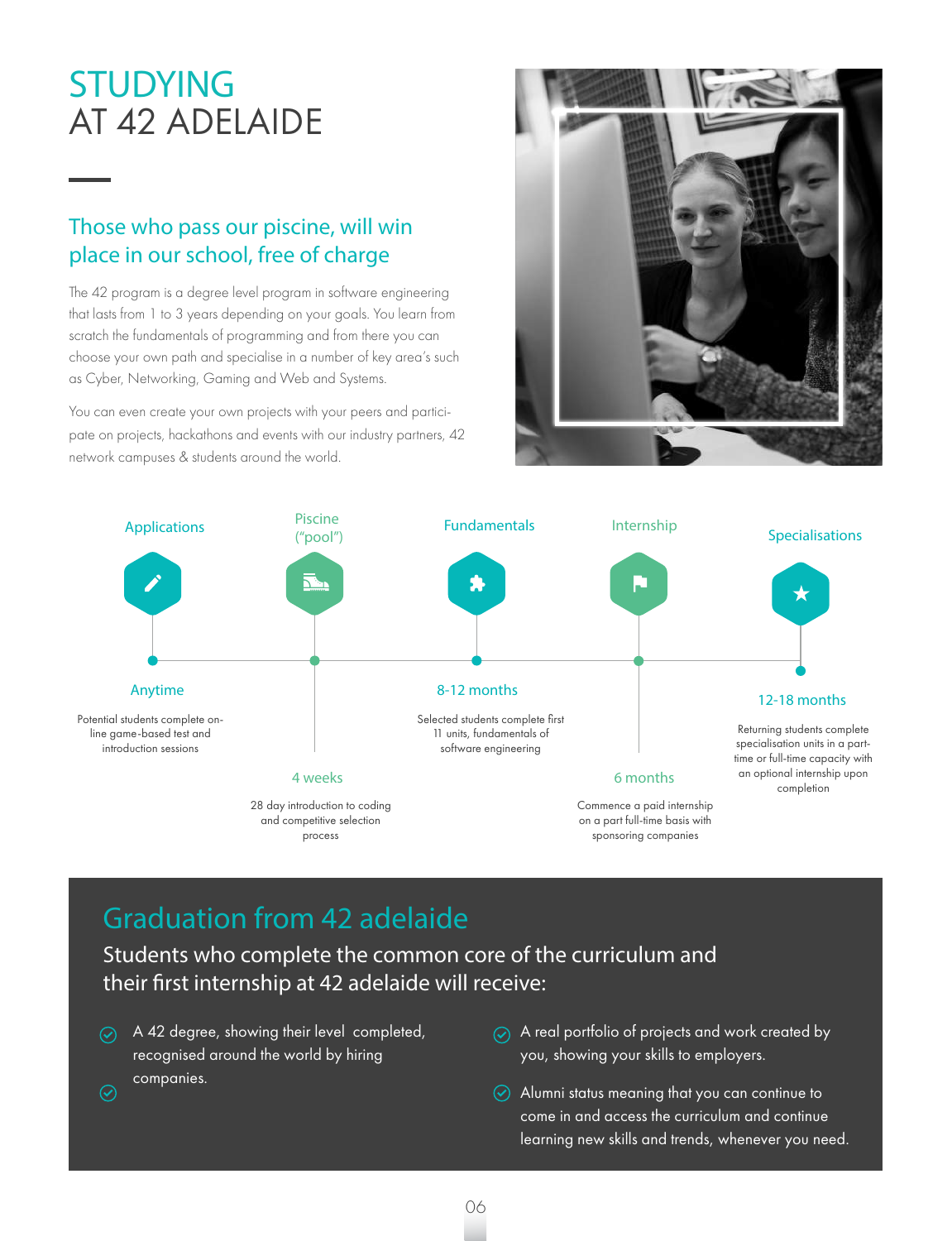# STUDYING AT 42 ADELAIDE

## Those who pass our piscine, will win place in our school, free of charge

The 42 program is a degree level program in software engineering that lasts from 1 to 3 years depending on your goals. You learn from scratch the fundamentals of programming and from there you can choose your own path and specialise in a number of key area's such as Cyber, Networking, Gaming and Web and Systems.

You can even create your own projects with your peers and participate on projects, hackathons and events with our industry partners, 42 network campuses & students around the world.

### Applications

**Anytime**

Potential students complete online game-based test and introduction sessions

### Piscine ("pool")

**4 weeks**

28 day introduction to coding and competitive selection process

### Fundamentals

**8-12 months**

Selected students complete first 11 units, fundamentals of software engineering

### Internship

**6 months**

Commence a paid internship on a part full-time basis with sponsoring companies

### Specialisations

**12-18 months**

Returning students complete specialisation units in a part-time or full-time capacity with an optional internship upon completion

## Graduation from 42 adelaide

Students who complete the common core of the curriculum and their first internship at 42 adelaide will receive:

- A 42 degree, showing their level completed, recognised around the world by hiring companies.
- A real portfolio of projects and work created by you, showing your skills to employers.
- Alumni status meaning that you can continue to come in and access the curriculum and continue learning new skills and trends, whenever you need.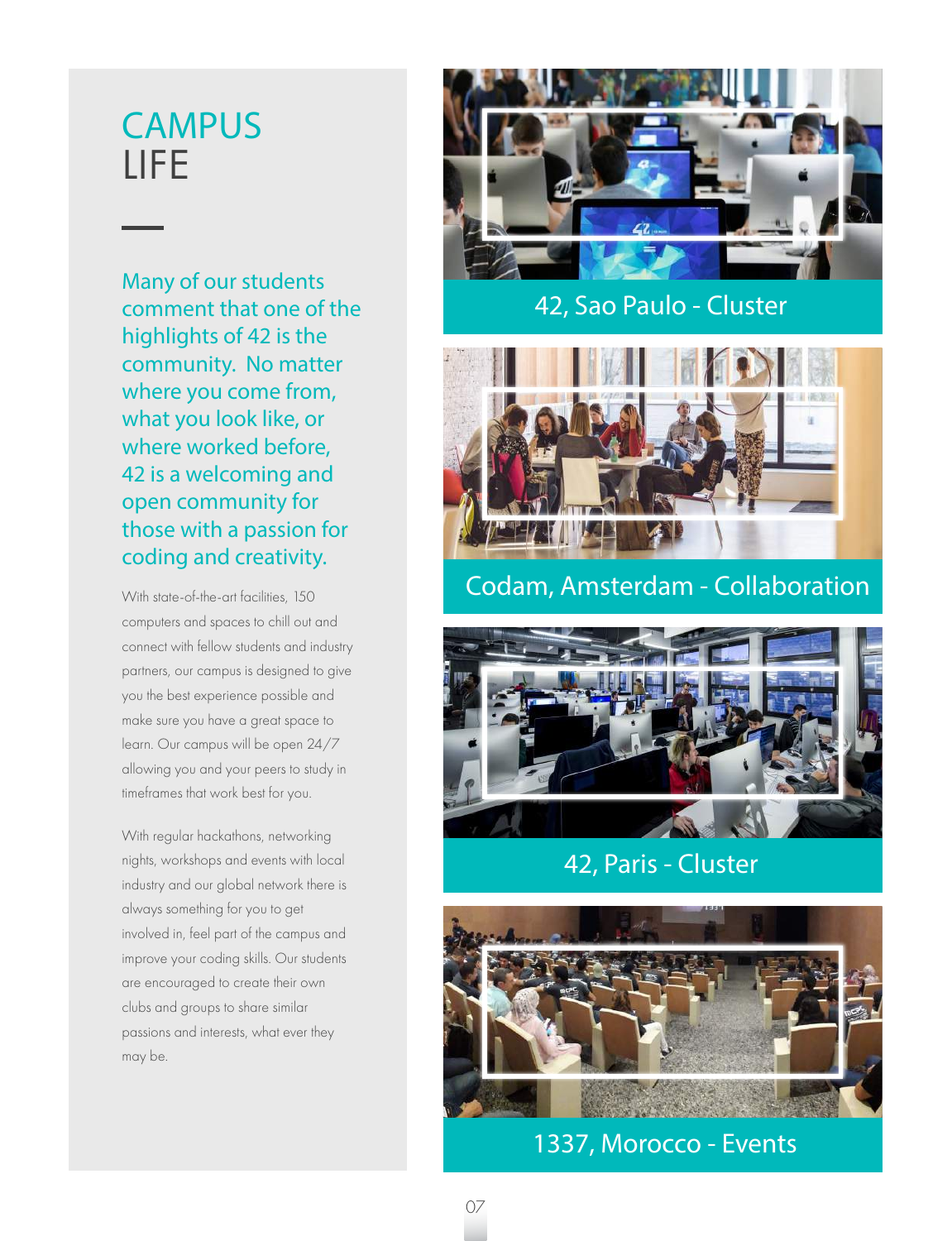# CAMPUS LIFE

**Many of our students comment that one of the highlights of 42 is the community. No matter where you come from, what you look like, or where worked before, 42 is a welcoming and open community for those with a passion for coding and creativity.**

With state-of-the-art facilities, 150 computers and spaces to chill out and connect with fellow students and industry partners, our campus is designed to give you the best experience possible and make sure you have a great space to learn. Our campus will be open 24/7 allowing you and your peers to study in timeframes that work best for you.

With regular hackathons, networking nights, workshops and events with local industry and our global network there is always something for you to get involved in, feel part of the campus and improve your coding skills. Our students are encouraged to create their own clubs and groups to share similar passions and interests, what ever they may be.

42, Sao Paulo - Cluster

Codam, Amsterdam - Collaboration

42, Paris - Cluster

1337, Morocco - Events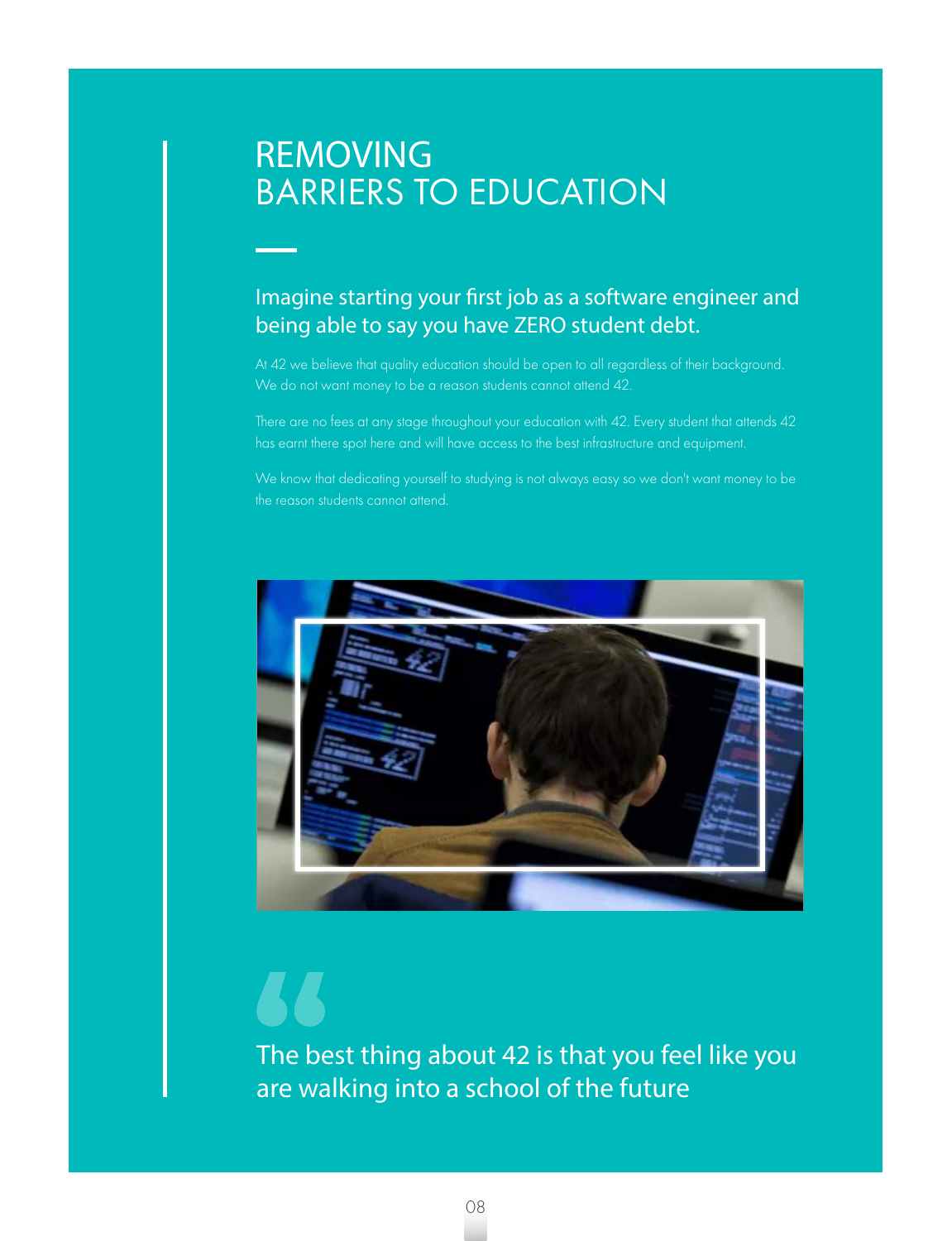# REMOVING BARRIERS TO EDUCATION

Imagine starting your first job as a software engineer and being able to say you have ZERO student debt.

At 42 we believe that quality education should be open to all regardless of their background. We do not want money to be a reason students cannot attend 42.

There are no fees at any stage throughout your education with 42. Every student that attends 42 has earnt there spot here and will have access to the best infrastructure and equipment.

We know that dedicating yourself to studying is not always easy so we don't want money to be the reason students cannot attend.

> The best thing about 42 is that you feel like you are walking into a school of the future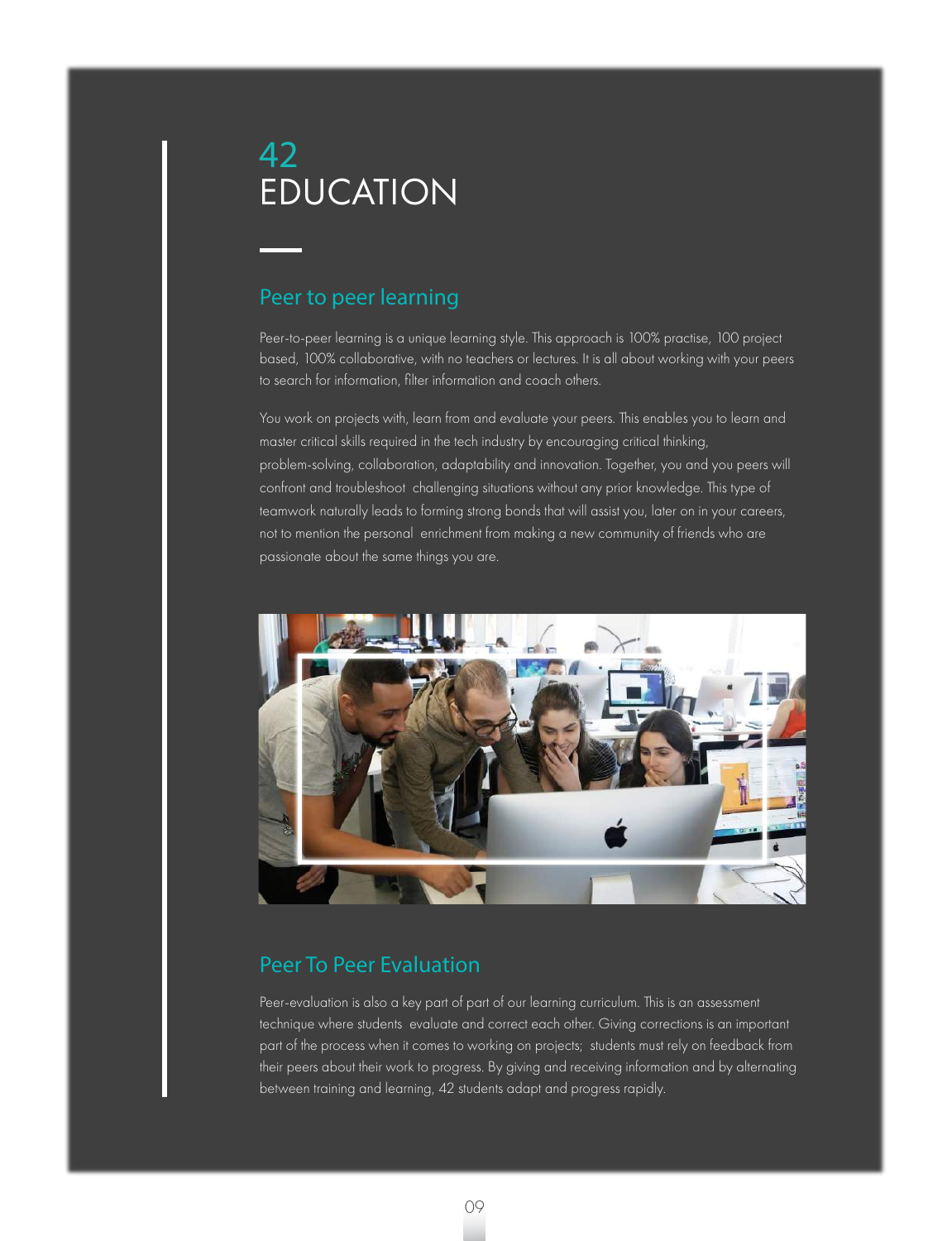# 42 EDUCATION

## Peer to peer learning

Peer-to-peer learning is a unique learning style. This approach is 100% practise, 100 project based, 100% collaborative, with no teachers or lectures. It is all about working with your peers to search for information, filter information and coach others.

You work on projects with, learn from and evaluate your peers. This enables you to learn and master critical skills required in the tech industry by encouraging critical thinking, problem-solving, collaboration, adaptability and innovation. Together, you and you peers will confront and troubleshoot challenging situations without any prior knowledge. This type of teamwork naturally leads to forming strong bonds that will assist you, later on in your careers, not to mention the personal enrichment from making a new community of friends who are passionate about the same things you are.

## Peer To Peer Evaluation

Peer-evaluation is also a key part of part of our learning curriculum. This is an assessment technique where students evaluate and correct each other. Giving corrections is an important part of the process when it comes to working on projects; students must rely on feedback from their peers about their work to progress. By giving and receiving information and by alternating between training and learning, 42 students adapt and progress rapidly.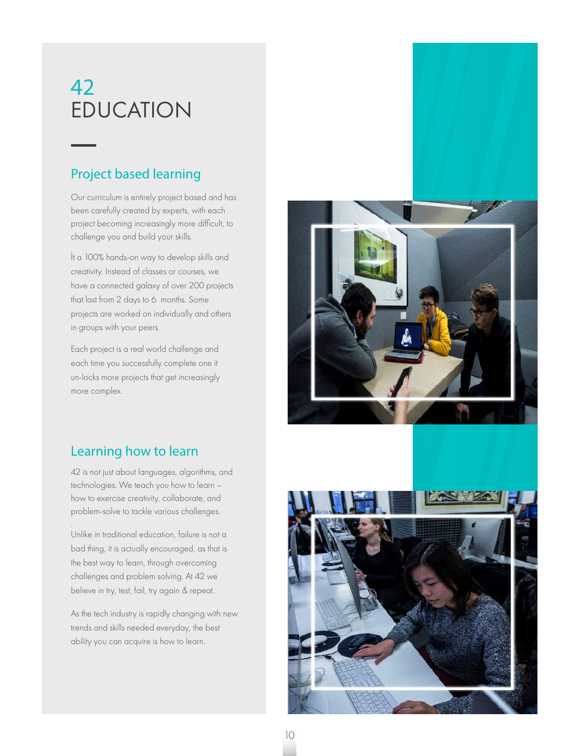# 42 EDUCATION

## Project based learning

Our curriculum is entirely project based and has been carefully created by experts, with each project becoming increasingly more difficult, to challenge you and build your skills.

İt a 100% hands-on way to develop skills and creativity. Instead of classes or courses, we have a connected galaxy of over 200 projects that last from 2 days to 6 months. Some projects are worked on individually and others in groups with your peers.

Each project is a real world challenge and each time you successfully complete one it un-locks more projects that get increasingly more complex.

## Learning how to learn

42 is not just about languages, algorithms, and technologies. We teach you how to learn – how to exercise creativity, collaborate, and problem-solve to tackle various challenges.

Unlike in traditional education, failure is not a bad thing, it is actually encouraged, as that is the best way to learn, through overcoming challenges and problem solving. At 42 we believe in try, test, fail, try again & repeat.

As the tech industry is rapidly changing with new trends and skills needed everyday, the best ability you can acquire is how to learn.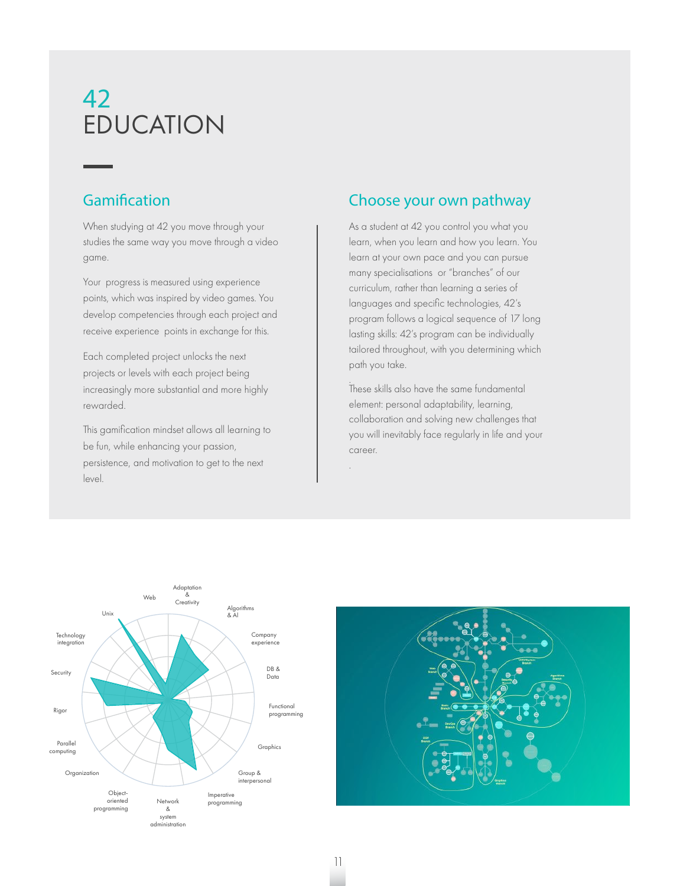# 42 EDUCATION

## Gamification

When studying at 42 you move through your studies the same way you move through a video game.

Your progress is measured using experience points, which was inspired by video games. You develop competencies through each project and receive experience points in exchange for this.

Each completed project unlocks the next projects or levels with each project being increasingly more substantial and more highly rewarded.

This gamification mindset allows all learning to be fun, while enhancing your passion, persistence, and motivation to get to the next level.

## Choose your own pathway

As a student at 42 you control you what you learn, when you learn and how you learn. You learn at your own pace and you can pursue many specialisations or "branches" of our curriculum, rather than learning a series of languages and specific technologies, 42's program follows a logical sequence of 17 long lasting skills: 42's program can be individually tailored throughout, with you determining which path you take.

These skills also have the same fundamental element: personal adaptability, learning, collaboration and solving new challenges that you will inevitably face regularly in life and your career.

Adaptation & Creativity · Algorithms & AI · Company experience · DB & Data · Functional programming · Graphics · Group & interpersonal · Imperative programming · Network & system administration · Object-oriented programming · Organization · Parallel computing · Rigor · Security · Technology integration · Unix · Web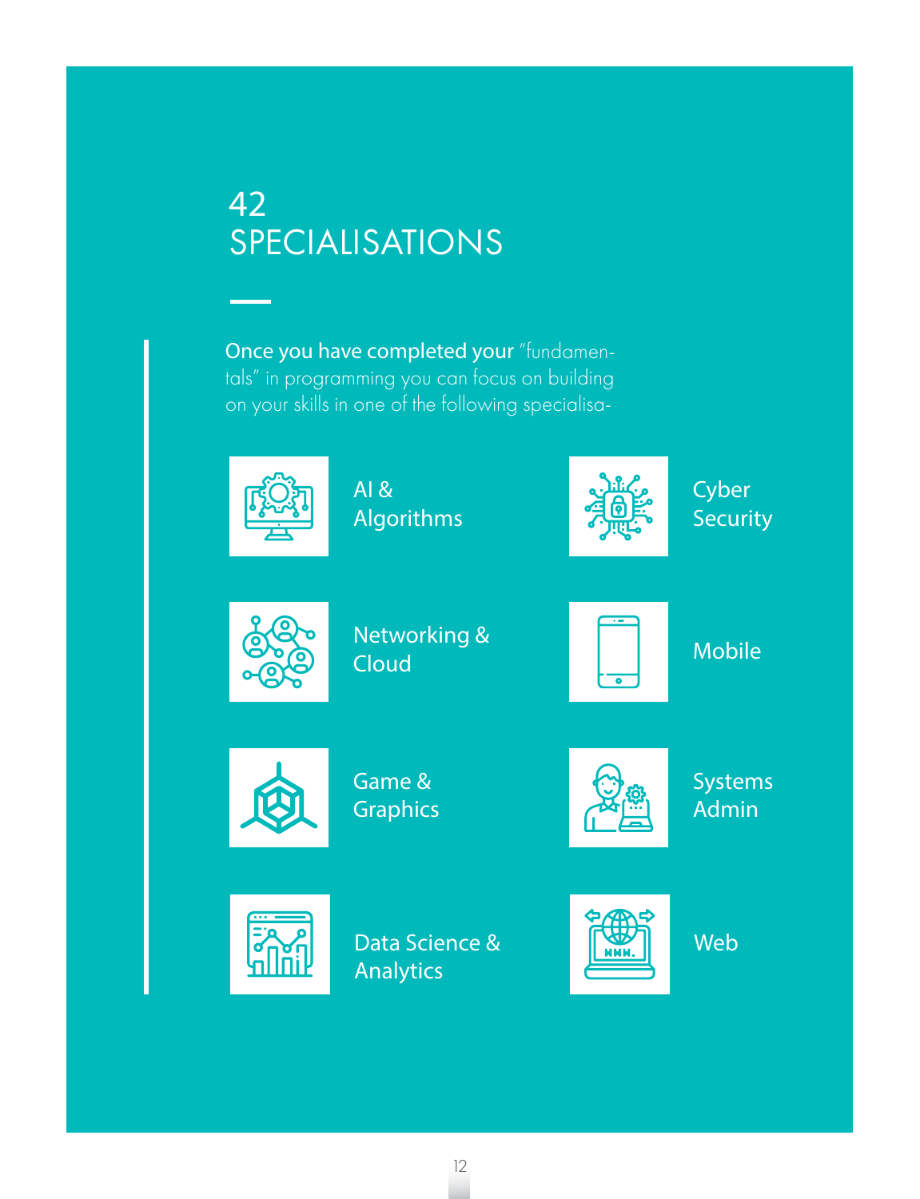# 42 SPECIALISATIONS

**Once you have completed your** "fundamentals" in programming you can focus on building on your skills in one of the following specialisa-

- AI & Algorithms
- Cyber Security
- Networking & Cloud
- Mobile
- Game & Graphics
- Systems Admin
- Data Science & Analytics
- Web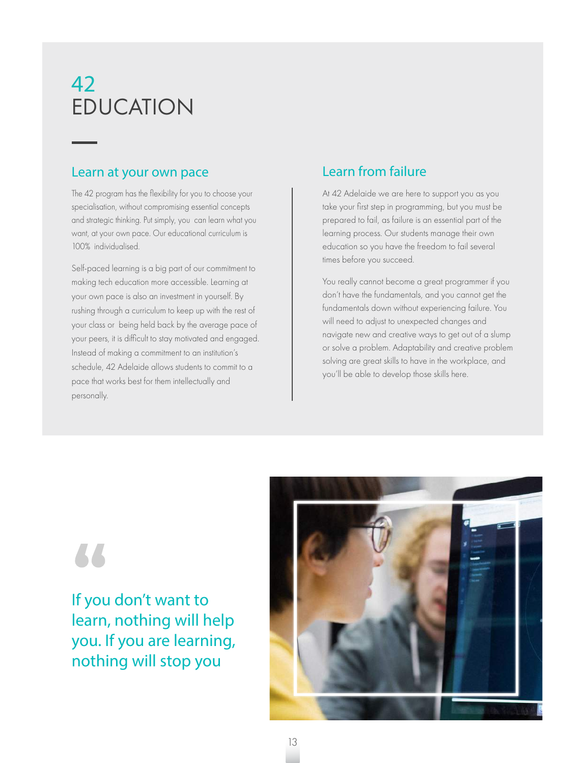# 42 EDUCATION

## Learn at your own pace

The 42 program has the flexibility for you to choose your specialisation, without compromising essential concepts and strategic thinking. Put simply, you can learn what you want, at your own pace. Our educational curriculum is 100% individualised.

Self-paced learning is a big part of our commitment to making tech education more accessible. Learning at your own pace is also an investment in yourself. By rushing through a curriculum to keep up with the rest of your class or being held back by the average pace of your peers, it is difficult to stay motivated and engaged. Instead of making a commitment to an institution's schedule, 42 Adelaide allows students to commit to a pace that works best for them intellectually and personally.

## Learn from failure

At 42 Adelaide we are here to support you as you take your first step in programming, but you must be prepared to fail, as failure is an essential part of the learning process. Our students manage their own education so you have the freedom to fail several times before you succeed.

You really cannot become a great programmer if you don't have the fundamentals, and you cannot get the fundamentals down without experiencing failure. You will need to adjust to unexpected changes and navigate new and creative ways to get out of a slump or solve a problem. Adaptability and creative problem solving are great skills to have in the workplace, and you'll be able to develop those skills here.

> If you don't want to learn, nothing will help you. If you are learning, nothing will stop you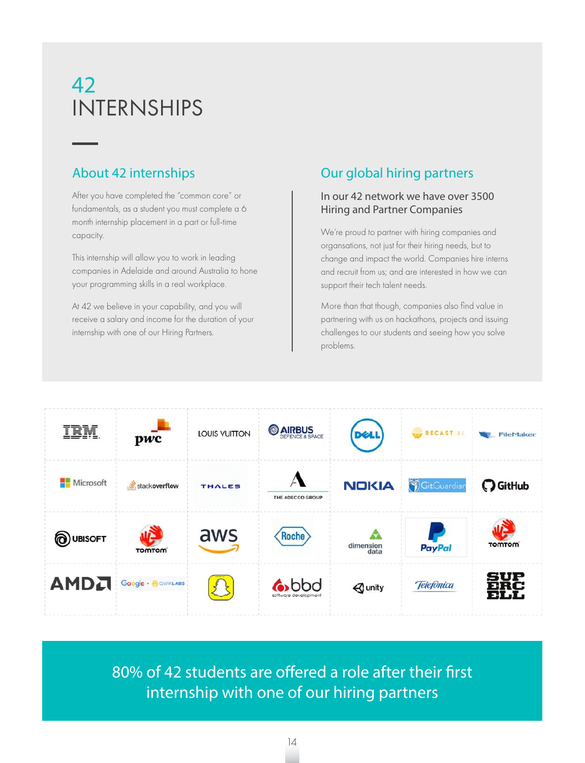# 42 INTERNSHIPS

## About 42 internships

After you have completed the "common core" or fundamentals, as a student you must complete a 6 month internship placement in a part or full-time capacity.

This internship will allow you to work in leading companies in Adelaide and around Australia to hone your programming skills in a real workplace.

At 42 we believe in your capability, and you will receive a salary and income for the duration of your internship with one of our Hiring Partners.

## Our global hiring partners

In our 42 network we have over 3500 Hiring and Partner Companies

We're proud to partner with hiring companies and organsations, not just for their hiring needs, but to change and impact the world. Companies hire interns and recruit from us; and are interested in how we can support their tech talent needs.

More than that though, companies also find value in partnering with us on hackathons, projects and issuing challenges to our students and seeing how you solve problems.

| | | | | | | |
|---|---|---|---|---|---|---|
| IBM | pwc | LOUIS VUITTON | AIRBUS DEFENCE & SPACE | DELL | RECAST.AI | FileMaker |
| Microsoft | stackoverflow | THALES | THE ADECCO GROUP | NOKIA | GitGuardian | GitHub |
| UBISOFT | TomTom | aws | Roche | dimension data | PayPal | TomTom |
| AMD | Google • QWIKLABS | Snapchat | bbd software development | unity | Telefonica | SUPERCELL |

80% of 42 students are offered a role after their first internship with one of our hiring partners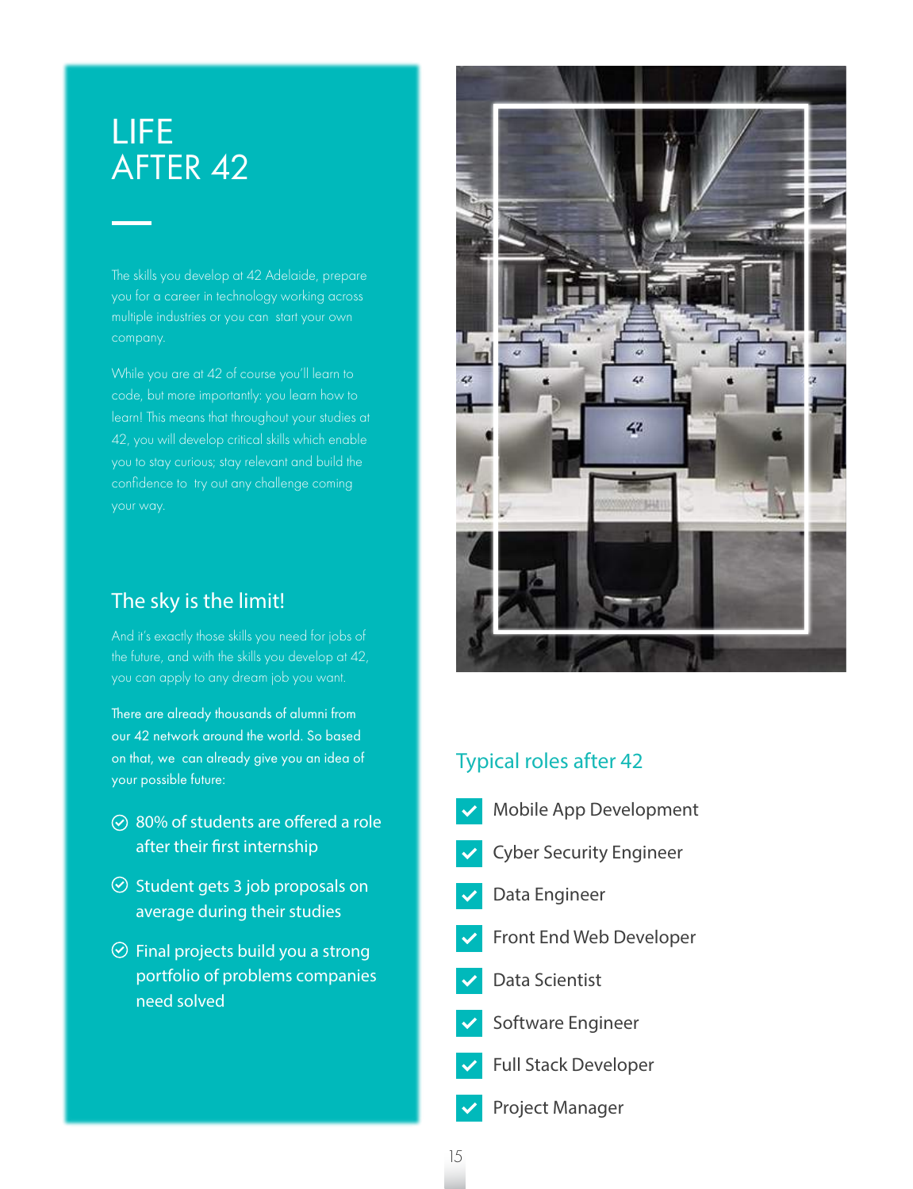# LIFE AFTER 42

The skills you develop at 42 Adelaide, prepare you for a career in technology working across multiple industries or you can start your own company.

While you are at 42 of course you'll learn to code, but more importantly: you learn how to learn! This means that throughout your studies at 42, you will develop critical skills which enable you to stay curious; stay relevant and build the confidence to try out any challenge coming your way.

## The sky is the limit!

And it's exactly those skills you need for jobs of the future, and with the skills you develop at 42, you can apply to any dream job you want.

There are already thousands of alumni from our 42 network around the world. So based on that, we can already give you an idea of your possible future:

- 80% of students are offered a role after their first internship
- Student gets 3 job proposals on average during their studies
- Final projects build you a strong portfolio of problems companies need solved

## Typical roles after 42

- Mobile App Development
- Cyber Security Engineer
- Data Engineer
- Front End Web Developer
- Data Scientist
- Software Engineer
- Full Stack Developer
- Project Manager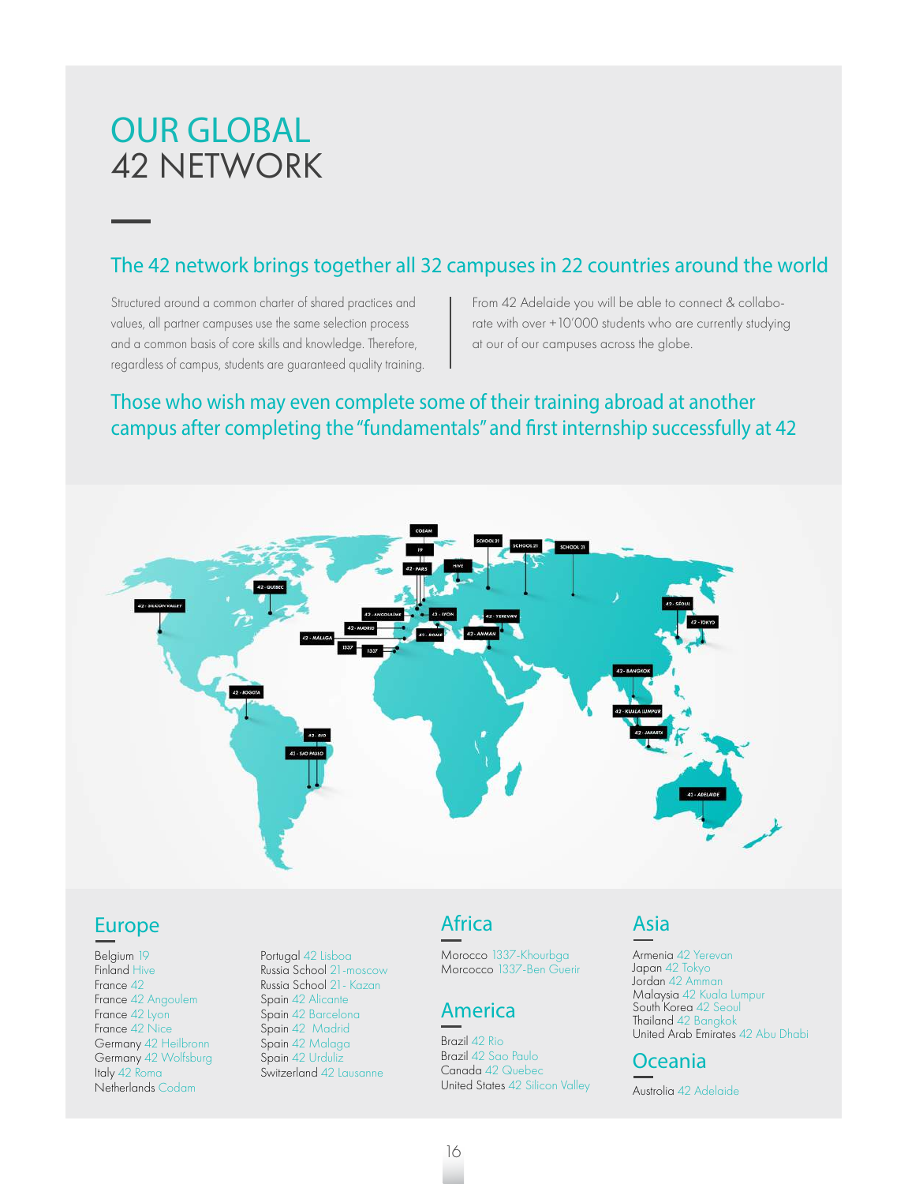# OUR GLOBAL 42 NETWORK

## The 42 network brings together all 32 campuses in 22 countries around the world

Structured around a common charter of shared practices and values, all partner campuses use the same selection process and a common basis of core skills and knowledge. Therefore, regardless of campus, students are guaranteed quality training.

From 42 Adelaide you will be able to connect & collaborate with over +10'000 students who are currently studying at our of our campuses across the globe.

## Those who wish may even complete some of their training abroad at another campus after completing the "fundamentals" and first internship successfully at 42

## Europe

Belgium 19
Finland Hive
France 42
France 42 Angoulem
France 42 Lyon
France 42 Nice
Germany 42 Heilbronn
Germany 42 Wolfsburg
Italy 42 Roma
Netherlands Codam
Portugal 42 Lisboa
Russia School 21-moscow
Russia School 21 - Kazan
Spain 42 Alicante
Spain 42 Barcelona
Spain 42 Madrid
Spain 42 Malaga
Spain 42 Urduliz
Switzerland 42 Lausanne

## Africa

Morocco 1337-Khourbga
Morcocco 1337-Ben Guerir

## America

Brazil 42 Rio
Brazil 42 Sao Paulo
Canada 42 Quebec
United States 42 Silicon Valley

## Asia

Armenia 42 Yerevan
Japan 42 Tokyo
Jordan 42 Amman
Malaysia 42 Kuala Lumpur
South Korea 42 Seoul
Thailand 42 Bangkok
United Arab Emirates 42 Abu Dhabi

## Oceania

Austrolia 42 Adelaide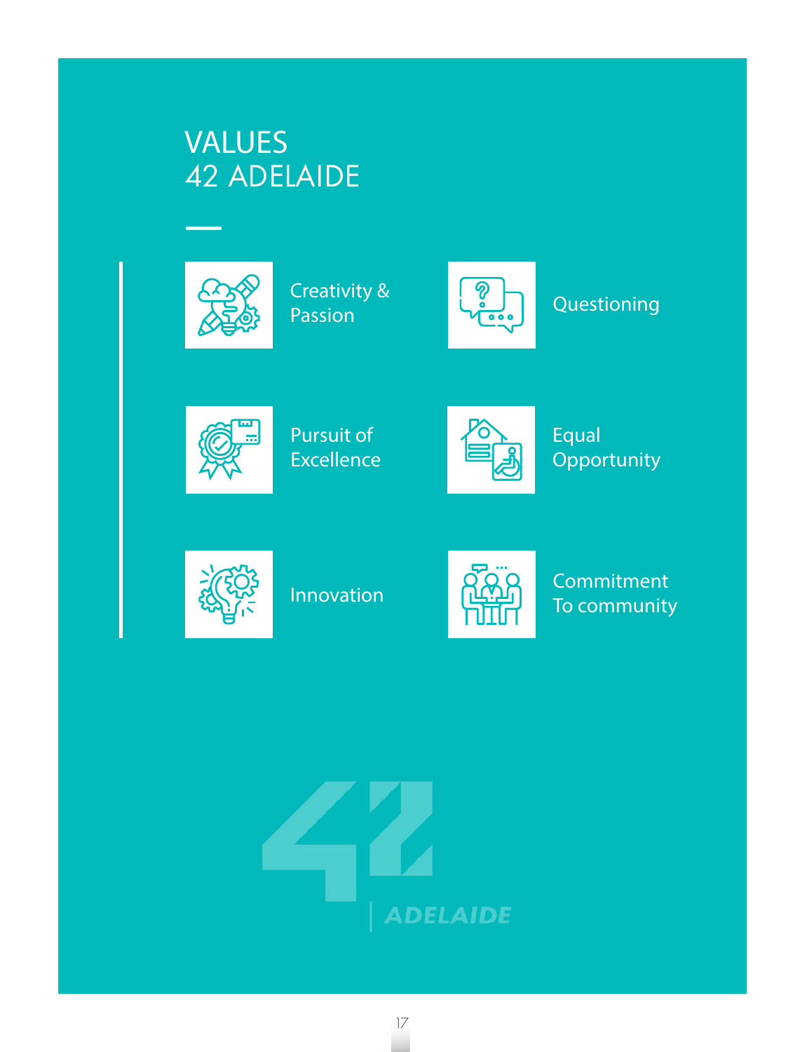# VALUES
# 42 ADELAIDE

- Creativity & Passion
- Questioning
- Pursuit of Excellence
- Equal Opportunity
- Innovation
- Commitment To community

42 ADELAIDE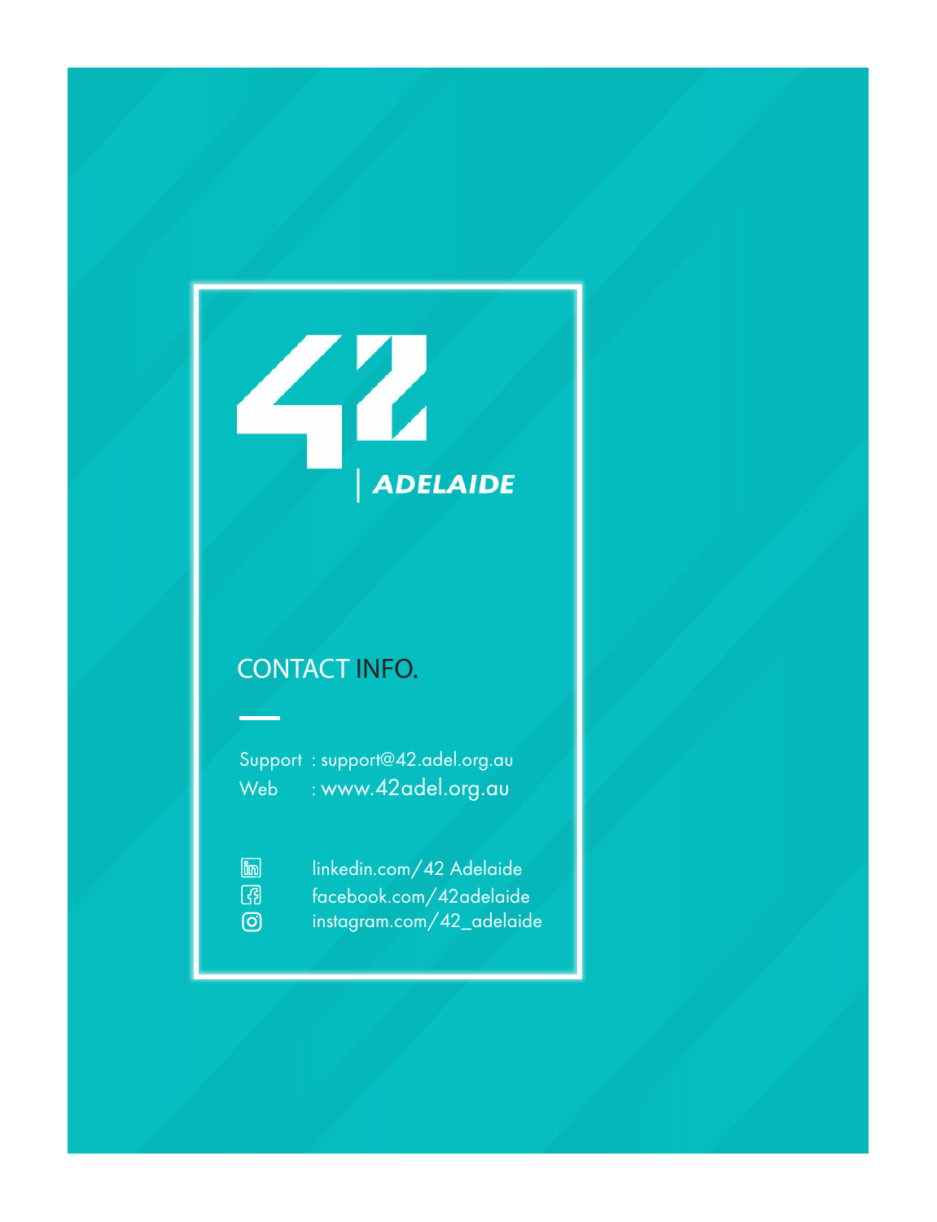42 | ADELAIDE

## CONTACT INFO.

Support : support@42.adel.org.au
Web : www.42adel.org.au

linkedin.com/42 Adelaide
facebook.com/42adelaide
instagram.com/42_adelaide